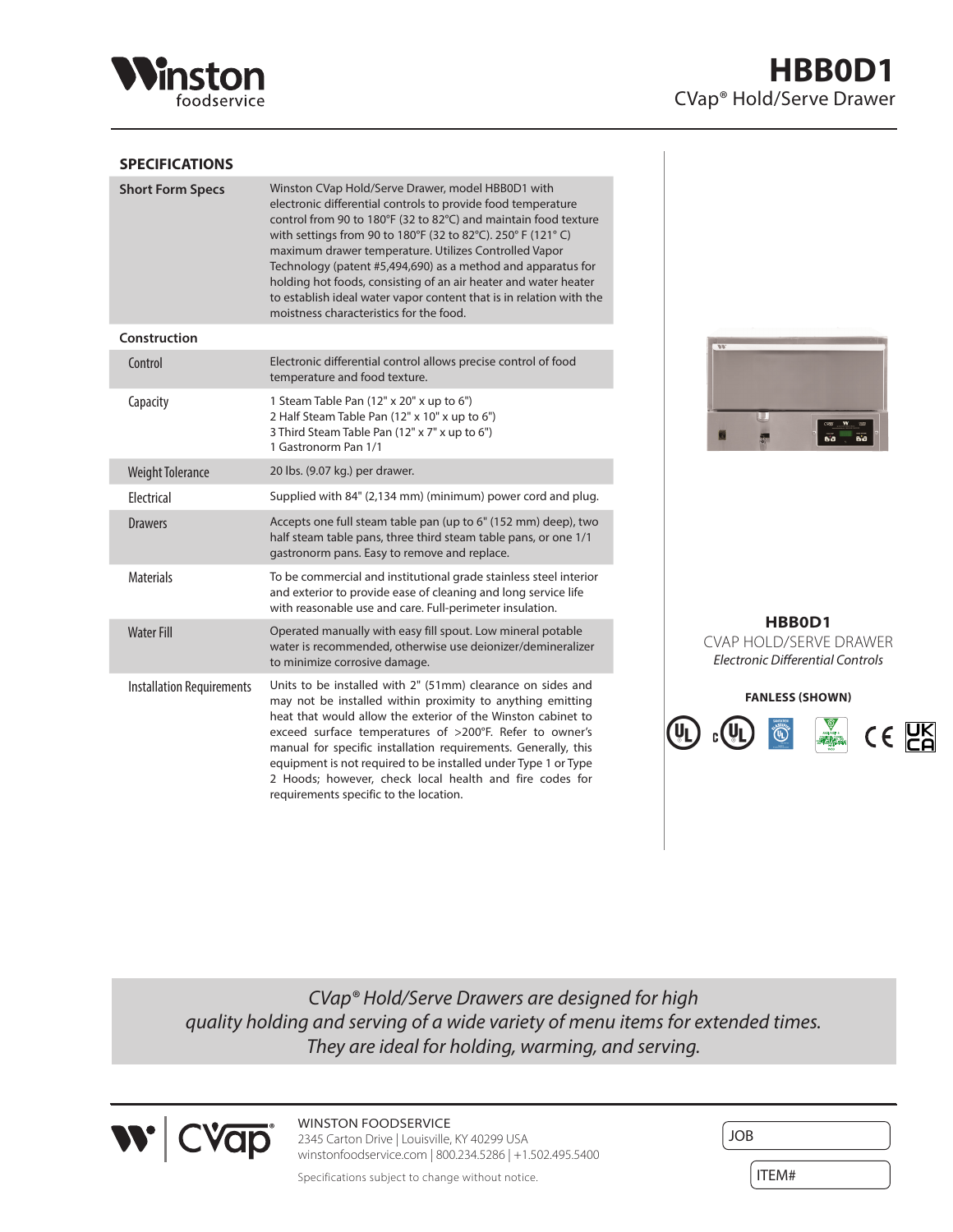# Winston foodservice

# HBB0D1

## CVap® Hold/Serve Drawer

## SPECIFICATIONS

| | |
|---|---|
| **Short Form Specs** | Winston CVap Hold/Serve Drawer, model HBB0D1 with electronic differential controls to provide food temperature control from 90 to 180°F (32 to 82°C) and maintain food texture with settings from 90 to 180°F (32 to 82°C). 250° F (121° C) maximum drawer temperature. Utilizes Controlled Vapor Technology (patent #5,494,690) as a method and apparatus for holding hot foods, consisting of an air heater and water heater to establish ideal water vapor content that is in relation with the moistness characteristics for the food. |
| **Construction** | |
| Control | Electronic differential control allows precise control of food temperature and food texture. |
| Capacity | 1 Steam Table Pan (12" x 20" x up to 6")<br>2 Half Steam Table Pan (12" x 10" x up to 6")<br>3 Third Steam Table Pan (12" x 7" x up to 6")<br>1 Gastronorm Pan 1/1 |
| Weight Tolerance | 20 lbs. (9.07 kg.) per drawer. |
| Electrical | Supplied with 84" (2,134 mm) (minimum) power cord and plug. |
| Drawers | Accepts one full steam table pan (up to 6" (152 mm) deep), two half steam table pans, three third steam table pans, or one 1/1 gastronorm pans. Easy to remove and replace. |
| Materials | To be commercial and institutional grade stainless steel interior and exterior to provide ease of cleaning and long service life with reasonable use and care. Full-perimeter insulation. |
| Water Fill | Operated manually with easy fill spout. Low mineral potable water is recommended, otherwise use deionizer/demineralizer to minimize corrosive damage. |
| Installation Requirements | Units to be installed with 2" (51mm) clearance on sides and may not be installed within proximity to anything emitting heat that would allow the exterior of the Winston cabinet to exceed surface temperatures of >200°F. Refer to owner's manual for specific installation requirements. Generally, this equipment is not required to be installed under Type 1 or Type 2 Hoods; however, check local health and fire codes for requirements specific to the location. |

**HBB0D1**

CVAP HOLD/SERVE DRAWER

*Electronic Differential Controls*

**FANLESS (SHOWN)**

*CVap® Hold/Serve Drawers are designed for high quality holding and serving of a wide variety of menu items for extended times. They are ideal for holding, warming, and serving.*

WINSTON FOODSERVICE
2345 Carton Drive | Louisville, KY 40299 USA
winstonfoodservice.com | 800.234.5286 | +1.502.495.5400

Specifications subject to change without notice.

JOB

ITEM#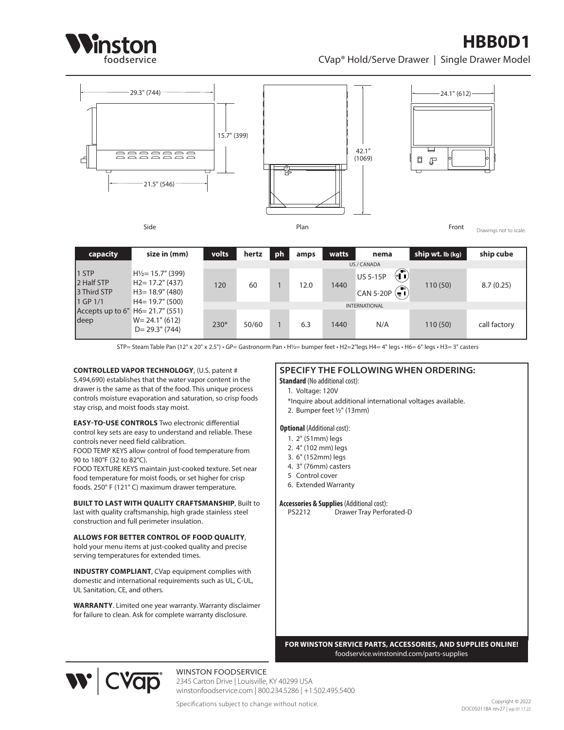# Winston foodservice

# HBB0D1

CVap® Hold/Serve Drawer | Single Drawer Model

29.3" (744)

15.7" (399)

21.5" (546)

42.1" (1069)

24.1" (612)

Side

Plan

Front

Drawings not to scale.

| capacity | size in (mm) | volts | hertz | ph | amps | watts | nema | ship wt. lb (kg) | ship cube |
|---|---|---|---|---|---|---|---|---|---|
| 1 STP<br>2 Half STP<br>3 Third STP<br>1 GP 1/1<br>Accepts up to 6" deep | H½= 15.7" (399)<br>H2= 17.2" (437)<br>H3= 18.9" (480)<br>H4= 19.7" (500)<br>H6= 21.7" (551)<br>W= 24.1" (612)<br>D= 29.3" (744) | US / CANADA | | | | | | | |
| | | 120 | 60 | 1 | 12.0 | 1440 | US 5-15P<br>CAN 5-20P | 110 (50) | 8.7 (0.25) |
| | | INTERNATIONAL | | | | | | | |
| | | 230* | 50/60 | 1 | 6.3 | 1440 | N/A | 110 (50) | call factory |

STP= Steam Table Pan (12" x 20" x 2.5") • GP= Gastronorm Pan • H½= bumper feet • H2=2"legs H4= 4" legs • H6= 6" legs • H3= 3" casters

**CONTROLLED VAPOR TECHNOLOGY**, (U.S. patent # 5,494,690) establishes that the water vapor content in the drawer is the same as that of the food. This unique process controls moisture evaporation and saturation, so crisp foods stay crisp, and moist foods stay moist.

**EASY-TO-USE CONTROLS** Two electronic differential control key sets are easy to understand and reliable. These controls never need field calibration.
FOOD TEMP KEYS allow control of food temperature from 90 to 180°F (32 to 82°C).
FOOD TEXTURE KEYS maintain just-cooked texture. Set near food temperature for moist foods, or set higher for crisp foods. 250° F (121° C) maximum drawer temperature.

**BUILT TO LAST WITH QUALITY CRAFTSMANSHIP**, Built to last with quality craftsmanship, high grade stainless steel construction and full perimeter insulation.

**ALLOWS FOR BETTER CONTROL OF FOOD QUALITY**, hold your menu items at just-cooked quality and precise serving temperatures for extended times.

**INDUSTRY COMPLIANT**, CVap equipment complies with domestic and international requirements such as UL, C-UL, UL Sanitation, CE, and others.

**WARRANTY**. Limited one year warranty. Warranty disclaimer for failure to clean. Ask for complete warranty disclosure.

## SPECIFY THE FOLLOWING WHEN ORDERING:

**Standard** (No additional cost):

1. Voltage: 120V
   *Inquire about additional international voltages available.
2. Bumper feet ½" (13mm)

**Optional** (Additional cost):

1. 2" (51mm) legs
2. 4" (102 mm) legs
3. 6" (152mm) legs
4. 3" (76mm) casters
5. Control cover
6. Extended Warranty

**Accessories & Supplies** (Additional cost):

PS2212 Drawer Tray Perforated-D

**FOR WINSTON SERVICE PARTS, ACCESSORIES, AND SUPPLIES ONLINE!**
foodservice.winstonind.com/parts-supplies

WINSTON FOODSERVICE
2345 Carton Drive | Louisville, KY 40299 USA
winstonfoodservice.com | 800.234.5286 | +1.502.495.5400

Specifications subject to change without notice.

Copyright © 2022
DOC050118A rev27 | wp 01.17.22